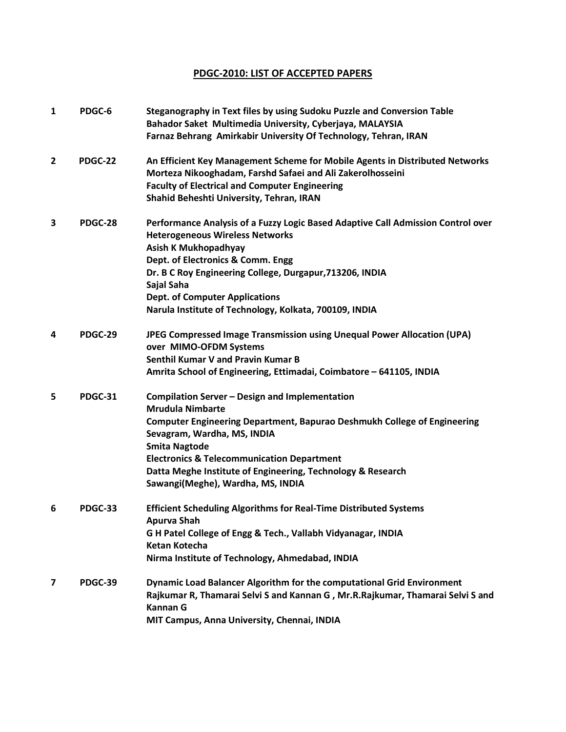## PDGC-2010: LIST OF ACCEPTED PAPERS

| | | |
|---|---|---|
| **1** | **PDGC-6** | **Steganography in Text files by using Sudoku Puzzle and Conversion Table**<br>**Bahador Saket Multimedia University, Cyberjaya, MALAYSIA**<br>**Farnaz Behrang Amirkabir University Of Technology, Tehran, IRAN** |
| **2** | **PDGC-22** | **An Efficient Key Management Scheme for Mobile Agents in Distributed Networks**<br>**Morteza Nikooghadam, Farshd Safaei and Ali Zakerolhosseini**<br>**Faculty of Electrical and Computer Engineering**<br>**Shahid Beheshti University, Tehran, IRAN** |
| **3** | **PDGC-28** | **Performance Analysis of a Fuzzy Logic Based Adaptive Call Admission Control over Heterogeneous Wireless Networks**<br>**Asish K Mukhopadhyay**<br>**Dept. of Electronics & Comm. Engg**<br>**Dr. B C Roy Engineering College, Durgapur,713206, INDIA**<br>**Sajal Saha**<br>**Dept. of Computer Applications**<br>**Narula Institute of Technology, Kolkata, 700109, INDIA** |
| **4** | **PDGC-29** | **JPEG Compressed Image Transmission using Unequal Power Allocation (UPA) over MIMO-OFDM Systems**<br>**Senthil Kumar V and Pravin Kumar B**<br>**Amrita School of Engineering, Ettimadai, Coimbatore – 641105, INDIA** |
| **5** | **PDGC-31** | **Compilation Server – Design and Implementation**<br>**Mrudula Nimbarte**<br>**Computer Engineering Department, Bapurao Deshmukh College of Engineering**<br>**Sevagram, Wardha, MS, INDIA**<br>**Smita Nagtode**<br>**Electronics & Telecommunication Department**<br>**Datta Meghe Institute of Engineering, Technology & Research**<br>**Sawangi(Meghe), Wardha, MS, INDIA** |
| **6** | **PDGC-33** | **Efficient Scheduling Algorithms for Real-Time Distributed Systems**<br>**Apurva Shah**<br>**G H Patel College of Engg & Tech., Vallabh Vidyanagar, INDIA**<br>**Ketan Kotecha**<br>**Nirma Institute of Technology, Ahmedabad, INDIA** |
| **7** | **PDGC-39** | **Dynamic Load Balancer Algorithm for the computational Grid Environment**<br>**Rajkumar R, Thamarai Selvi S and Kannan G , Mr.R.Rajkumar, Thamarai Selvi S and Kannan G**<br>**MIT Campus, Anna University, Chennai, INDIA** |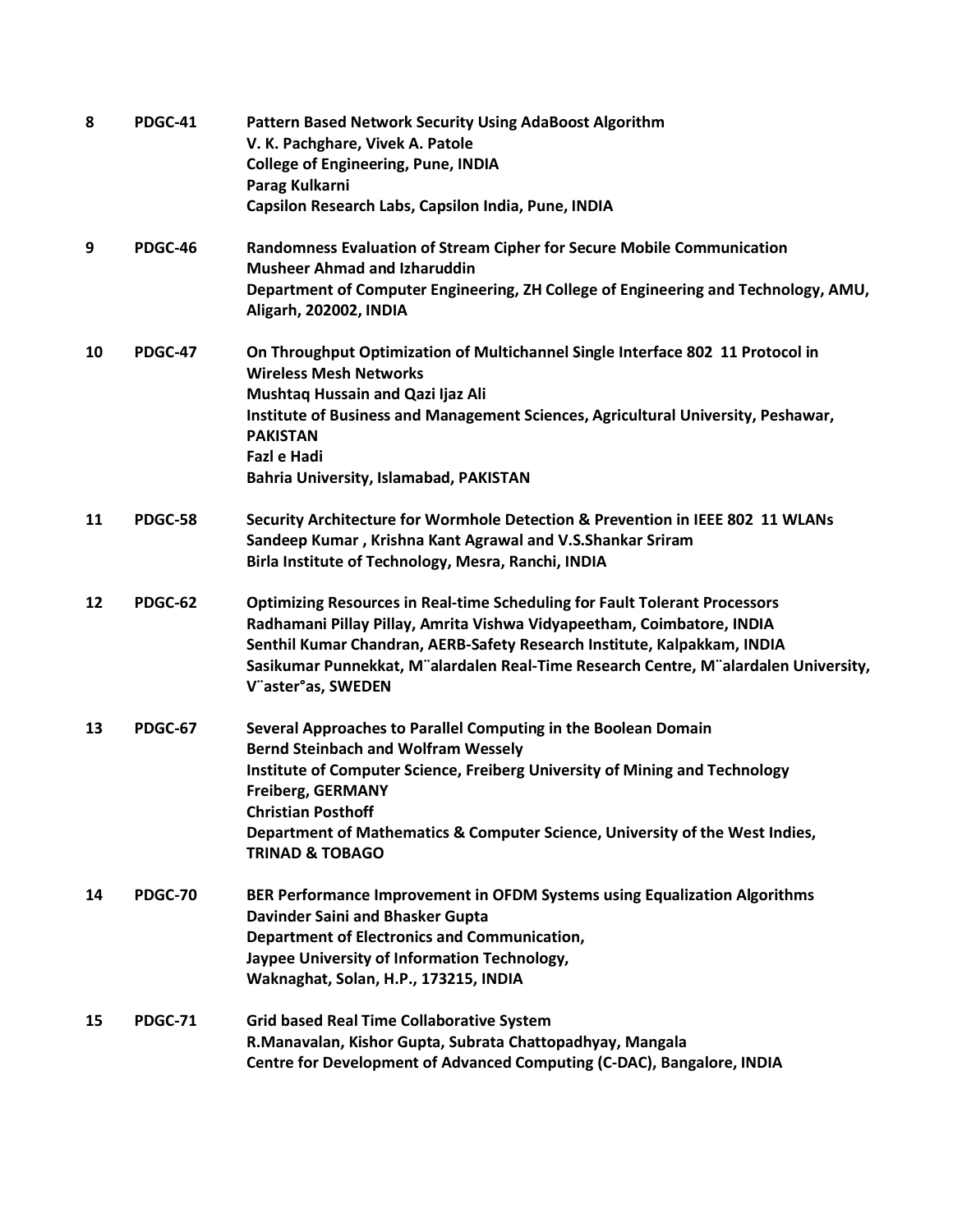| | | |
|---|---|---|
| **8** | **PDGC-41** | **Pattern Based Network Security Using AdaBoost Algorithm**<br>**V. K. Pachghare, Vivek A. Patole**<br>**College of Engineering, Pune, INDIA**<br>**Parag Kulkarni**<br>**Capsilon Research Labs, Capsilon India, Pune, INDIA** |
| **9** | **PDGC-46** | **Randomness Evaluation of Stream Cipher for Secure Mobile Communication**<br>**Musheer Ahmad and Izharuddin**<br>**Department of Computer Engineering, ZH College of Engineering and Technology, AMU, Aligarh, 202002, INDIA** |
| **10** | **PDGC-47** | **On Throughput Optimization of Multichannel Single Interface 802 11 Protocol in Wireless Mesh Networks**<br>**Mushtaq Hussain and Qazi Ijaz Ali**<br>**Institute of Business and Management Sciences, Agricultural University, Peshawar, PAKISTAN**<br>**Fazl e Hadi**<br>**Bahria University, Islamabad, PAKISTAN** |
| **11** | **PDGC-58** | **Security Architecture for Wormhole Detection & Prevention in IEEE 802 11 WLANs**<br>**Sandeep Kumar , Krishna Kant Agrawal and V.S.Shankar Sriram**<br>**Birla Institute of Technology, Mesra, Ranchi, INDIA** |
| **12** | **PDGC-62** | **Optimizing Resources in Real-time Scheduling for Fault Tolerant Processors**<br>**Radhamani Pillay Pillay, Amrita Vishwa Vidyapeetham, Coimbatore, INDIA**<br>**Senthil Kumar Chandran, AERB-Safety Research Institute, Kalpakkam, INDIA**<br>**Sasikumar Punnekkat, M¨alardalen Real-Time Research Centre, M¨alardalen University, V¨aster°as, SWEDEN** |
| **13** | **PDGC-67** | **Several Approaches to Parallel Computing in the Boolean Domain**<br>**Bernd Steinbach and Wolfram Wessely**<br>**Institute of Computer Science, Freiberg University of Mining and Technology**<br>**Freiberg, GERMANY**<br>**Christian Posthoff**<br>**Department of Mathematics & Computer Science, University of the West Indies, TRINAD & TOBAGO** |
| **14** | **PDGC-70** | **BER Performance Improvement in OFDM Systems using Equalization Algorithms**<br>**Davinder Saini and Bhasker Gupta**<br>**Department of Electronics and Communication,**<br>**Jaypee University of Information Technology,**<br>**Waknaghat, Solan, H.P., 173215, INDIA** |
| **15** | **PDGC-71** | **Grid based Real Time Collaborative System**<br>**R.Manavalan, Kishor Gupta, Subrata Chattopadhyay, Mangala**<br>**Centre for Development of Advanced Computing (C-DAC), Bangalore, INDIA** |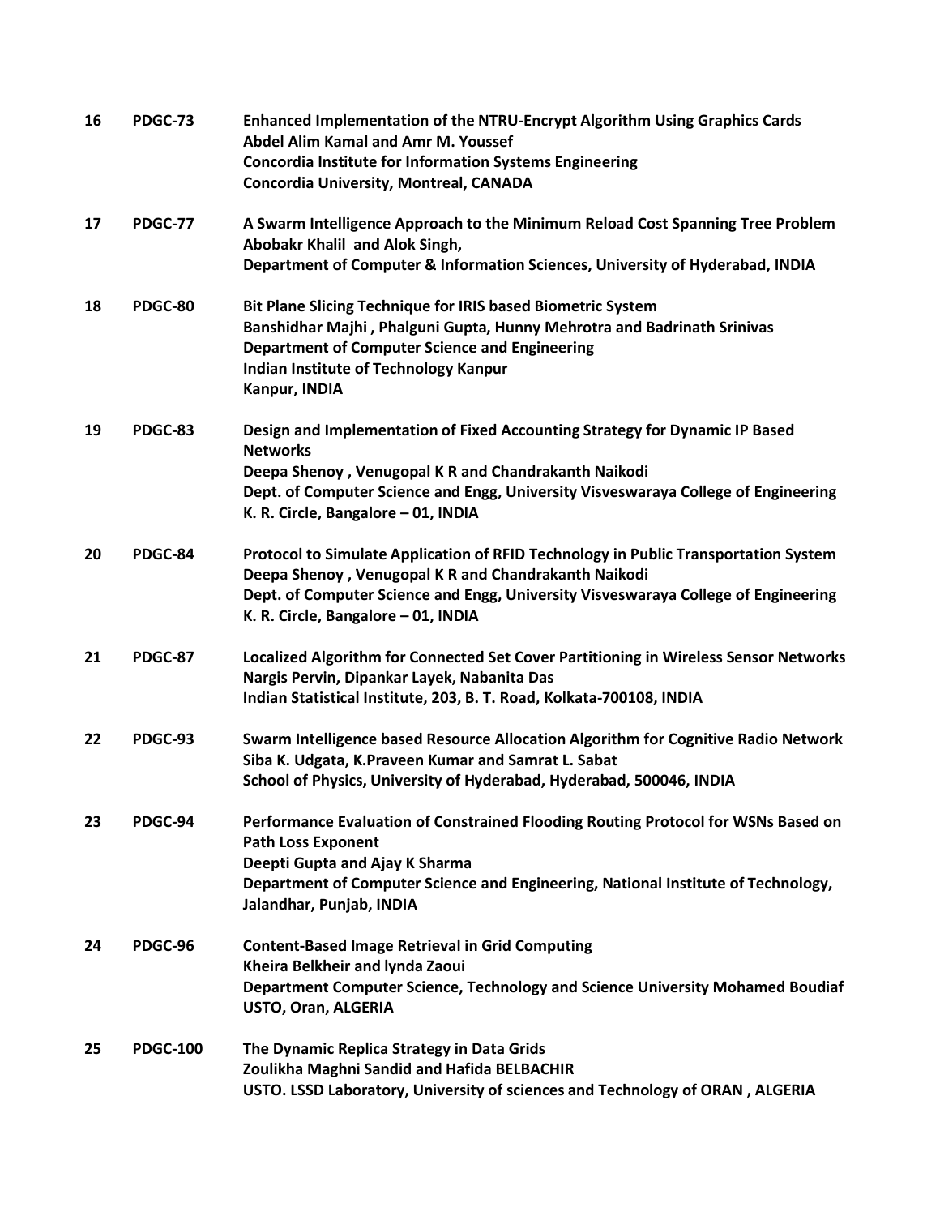| | | |
|---|---|---|
| **16** | **PDGC-73** | **Enhanced Implementation of the NTRU-Encrypt Algorithm Using Graphics Cards**<br>**Abdel Alim Kamal and Amr M. Youssef**<br>**Concordia Institute for Information Systems Engineering**<br>**Concordia University, Montreal, CANADA** |
| **17** | **PDGC-77** | **A Swarm Intelligence Approach to the Minimum Reload Cost Spanning Tree Problem**<br>**Abobakr Khalil and Alok Singh,**<br>**Department of Computer & Information Sciences, University of Hyderabad, INDIA** |
| **18** | **PDGC-80** | **Bit Plane Slicing Technique for IRIS based Biometric System**<br>**Banshidhar Majhi , Phalguni Gupta, Hunny Mehrotra and Badrinath Srinivas**<br>**Department of Computer Science and Engineering**<br>**Indian Institute of Technology Kanpur**<br>**Kanpur, INDIA** |
| **19** | **PDGC-83** | **Design and Implementation of Fixed Accounting Strategy for Dynamic IP Based Networks**<br>**Deepa Shenoy , Venugopal K R and Chandrakanth Naikodi**<br>**Dept. of Computer Science and Engg, University Visveswaraya College of Engineering**<br>**K. R. Circle, Bangalore – 01, INDIA** |
| **20** | **PDGC-84** | **Protocol to Simulate Application of RFID Technology in Public Transportation System**<br>**Deepa Shenoy , Venugopal K R and Chandrakanth Naikodi**<br>**Dept. of Computer Science and Engg, University Visveswaraya College of Engineering**<br>**K. R. Circle, Bangalore – 01, INDIA** |
| **21** | **PDGC-87** | **Localized Algorithm for Connected Set Cover Partitioning in Wireless Sensor Networks**<br>**Nargis Pervin, Dipankar Layek, Nabanita Das**<br>**Indian Statistical Institute, 203, B. T. Road, Kolkata-700108, INDIA** |
| **22** | **PDGC-93** | **Swarm Intelligence based Resource Allocation Algorithm for Cognitive Radio Network**<br>**Siba K. Udgata, K.Praveen Kumar and Samrat L. Sabat**<br>**School of Physics, University of Hyderabad, Hyderabad, 500046, INDIA** |
| **23** | **PDGC-94** | **Performance Evaluation of Constrained Flooding Routing Protocol for WSNs Based on Path Loss Exponent**<br>**Deepti Gupta and Ajay K Sharma**<br>**Department of Computer Science and Engineering, National Institute of Technology, Jalandhar, Punjab, INDIA** |
| **24** | **PDGC-96** | **Content-Based Image Retrieval in Grid Computing**<br>**Kheira Belkheir and lynda Zaoui**<br>**Department Computer Science, Technology and Science University Mohamed Boudiaf USTO, Oran, ALGERIA** |
| **25** | **PDGC-100** | **The Dynamic Replica Strategy in Data Grids**<br>**Zoulikha Maghni Sandid and Hafida BELBACHIR**<br>**USTO. LSSD Laboratory, University of sciences and Technology of ORAN , ALGERIA** |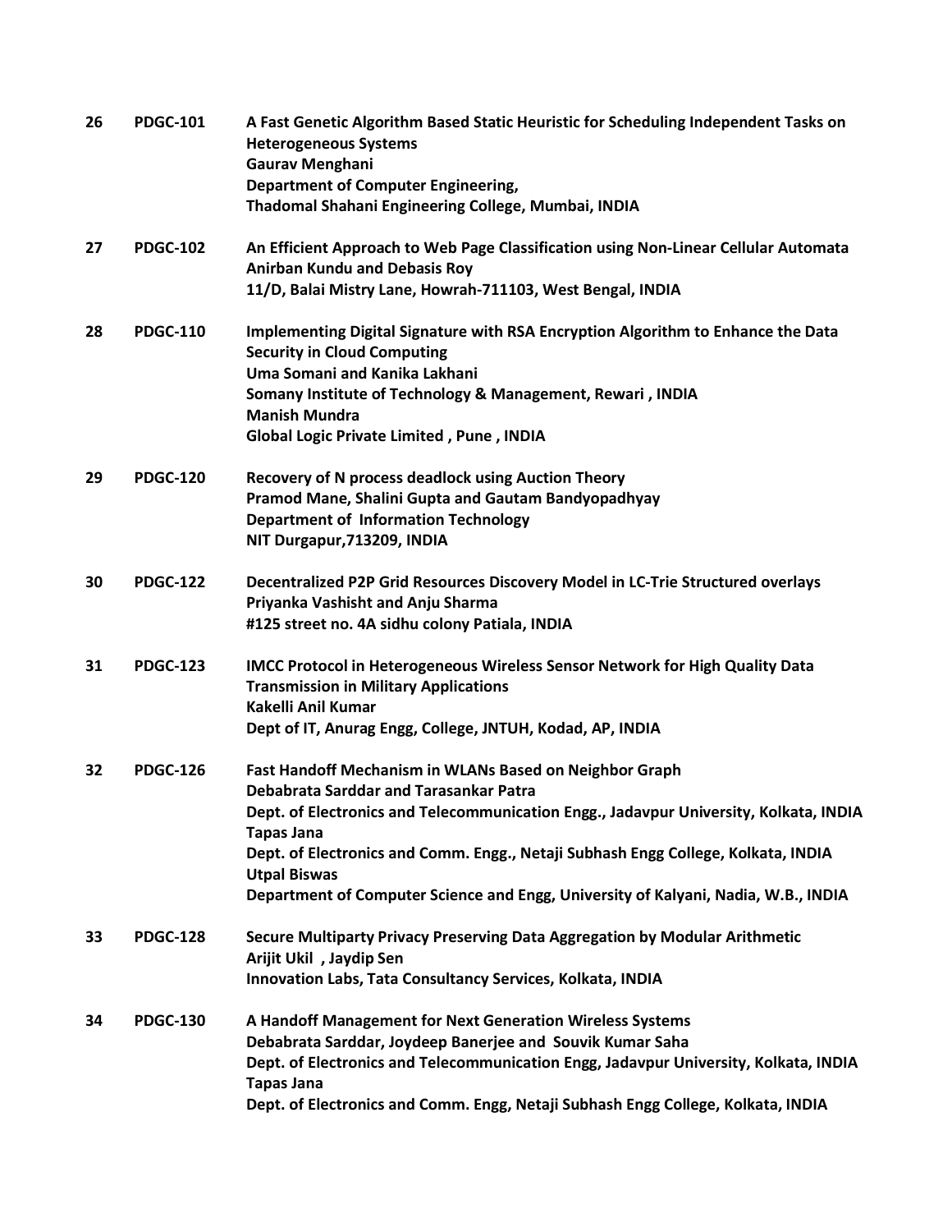| | | |
|---|---|---|
| **26** | **PDGC-101** | **A Fast Genetic Algorithm Based Static Heuristic for Scheduling Independent Tasks on Heterogeneous Systems**<br>**Gaurav Menghani**<br>**Department of Computer Engineering,**<br>**Thadomal Shahani Engineering College, Mumbai, INDIA** |
| **27** | **PDGC-102** | **An Efficient Approach to Web Page Classification using Non-Linear Cellular Automata**<br>**Anirban Kundu and Debasis Roy**<br>**11/D, Balai Mistry Lane, Howrah-711103, West Bengal, INDIA** |
| **28** | **PDGC-110** | **Implementing Digital Signature with RSA Encryption Algorithm to Enhance the Data Security in Cloud Computing**<br>**Uma Somani and Kanika Lakhani**<br>**Somany Institute of Technology & Management, Rewari , INDIA**<br>**Manish Mundra**<br>**Global Logic Private Limited , Pune , INDIA** |
| **29** | **PDGC-120** | **Recovery of N process deadlock using Auction Theory**<br>**Pramod Mane, Shalini Gupta and Gautam Bandyopadhyay**<br>**Department of Information Technology**<br>**NIT Durgapur,713209, INDIA** |
| **30** | **PDGC-122** | **Decentralized P2P Grid Resources Discovery Model in LC-Trie Structured overlays**<br>**Priyanka Vashisht and Anju Sharma**<br>**#125 street no. 4A sidhu colony Patiala, INDIA** |
| **31** | **PDGC-123** | **IMCC Protocol in Heterogeneous Wireless Sensor Network for High Quality Data Transmission in Military Applications**<br>**Kakelli Anil Kumar**<br>**Dept of IT, Anurag Engg, College, JNTUH, Kodad, AP, INDIA** |
| **32** | **PDGC-126** | **Fast Handoff Mechanism in WLANs Based on Neighbor Graph**<br>**Debabrata Sarddar and Tarasankar Patra**<br>**Dept. of Electronics and Telecommunication Engg., Jadavpur University, Kolkata, INDIA**<br>**Tapas Jana**<br>**Dept. of Electronics and Comm. Engg., Netaji Subhash Engg College, Kolkata, INDIA**<br>**Utpal Biswas**<br>**Department of Computer Science and Engg, University of Kalyani, Nadia, W.B., INDIA** |
| **33** | **PDGC-128** | **Secure Multiparty Privacy Preserving Data Aggregation by Modular Arithmetic**<br>**Arijit Ukil , Jaydip Sen**<br>**Innovation Labs, Tata Consultancy Services, Kolkata, INDIA** |
| **34** | **PDGC-130** | **A Handoff Management for Next Generation Wireless Systems**<br>**Debabrata Sarddar, Joydeep Banerjee and Souvik Kumar Saha**<br>**Dept. of Electronics and Telecommunication Engg, Jadavpur University, Kolkata, INDIA**<br>**Tapas Jana**<br>**Dept. of Electronics and Comm. Engg, Netaji Subhash Engg College, Kolkata, INDIA** |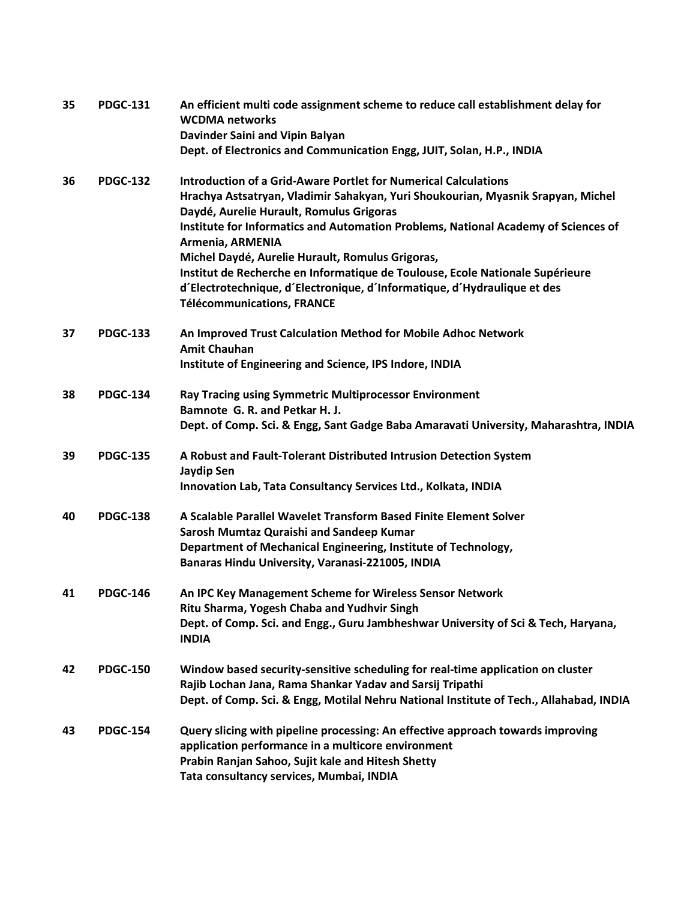| | | |
|---|---|---|
| **35** | **PDGC-131** | **An efficient multi code assignment scheme to reduce call establishment delay for WCDMA networks**<br>**Davinder Saini and Vipin Balyan**<br>**Dept. of Electronics and Communication Engg, JUIT, Solan, H.P., INDIA** |
| **36** | **PDGC-132** | **Introduction of a Grid-Aware Portlet for Numerical Calculations**<br>**Hrachya Astsatryan, Vladimir Sahakyan, Yuri Shoukourian, Myasnik Srapyan, Michel Daydé, Aurelie Hurault, Romulus Grigoras**<br>**Institute for Informatics and Automation Problems, National Academy of Sciences of Armenia, ARMENIA**<br>**Michel Daydé, Aurelie Hurault, Romulus Grigoras,**<br>**Institut de Recherche en Informatique de Toulouse, Ecole Nationale Supérieure d´Electrotechnique, d´Electronique, d´Informatique, d´Hydraulique et des Télécommunications, FRANCE** |
| **37** | **PDGC-133** | **An Improved Trust Calculation Method for Mobile Adhoc Network**<br>**Amit Chauhan**<br>**Institute of Engineering and Science, IPS Indore, INDIA** |
| **38** | **PDGC-134** | **Ray Tracing using Symmetric Multiprocessor Environment**<br>**Bamnote G. R. and Petkar H. J.**<br>**Dept. of Comp. Sci. & Engg, Sant Gadge Baba Amaravati University, Maharashtra, INDIA** |
| **39** | **PDGC-135** | **A Robust and Fault-Tolerant Distributed Intrusion Detection System**<br>**Jaydip Sen**<br>**Innovation Lab, Tata Consultancy Services Ltd., Kolkata, INDIA** |
| **40** | **PDGC-138** | **A Scalable Parallel Wavelet Transform Based Finite Element Solver**<br>**Sarosh Mumtaz Quraishi and Sandeep Kumar**<br>**Department of Mechanical Engineering, Institute of Technology,**<br>**Banaras Hindu University, Varanasi-221005, INDIA** |
| **41** | **PDGC-146** | **An IPC Key Management Scheme for Wireless Sensor Network**<br>**Ritu Sharma, Yogesh Chaba and Yudhvir Singh**<br>**Dept. of Comp. Sci. and Engg., Guru Jambheshwar University of Sci & Tech, Haryana, INDIA** |
| **42** | **PDGC-150** | **Window based security-sensitive scheduling for real-time application on cluster**<br>**Rajib Lochan Jana, Rama Shankar Yadav and Sarsij Tripathi**<br>**Dept. of Comp. Sci. & Engg, Motilal Nehru National Institute of Tech., Allahabad, INDIA** |
| **43** | **PDGC-154** | **Query slicing with pipeline processing: An effective approach towards improving application performance in a multicore environment**<br>**Prabin Ranjan Sahoo, Sujit kale and Hitesh Shetty**<br>**Tata consultancy services, Mumbai, INDIA** |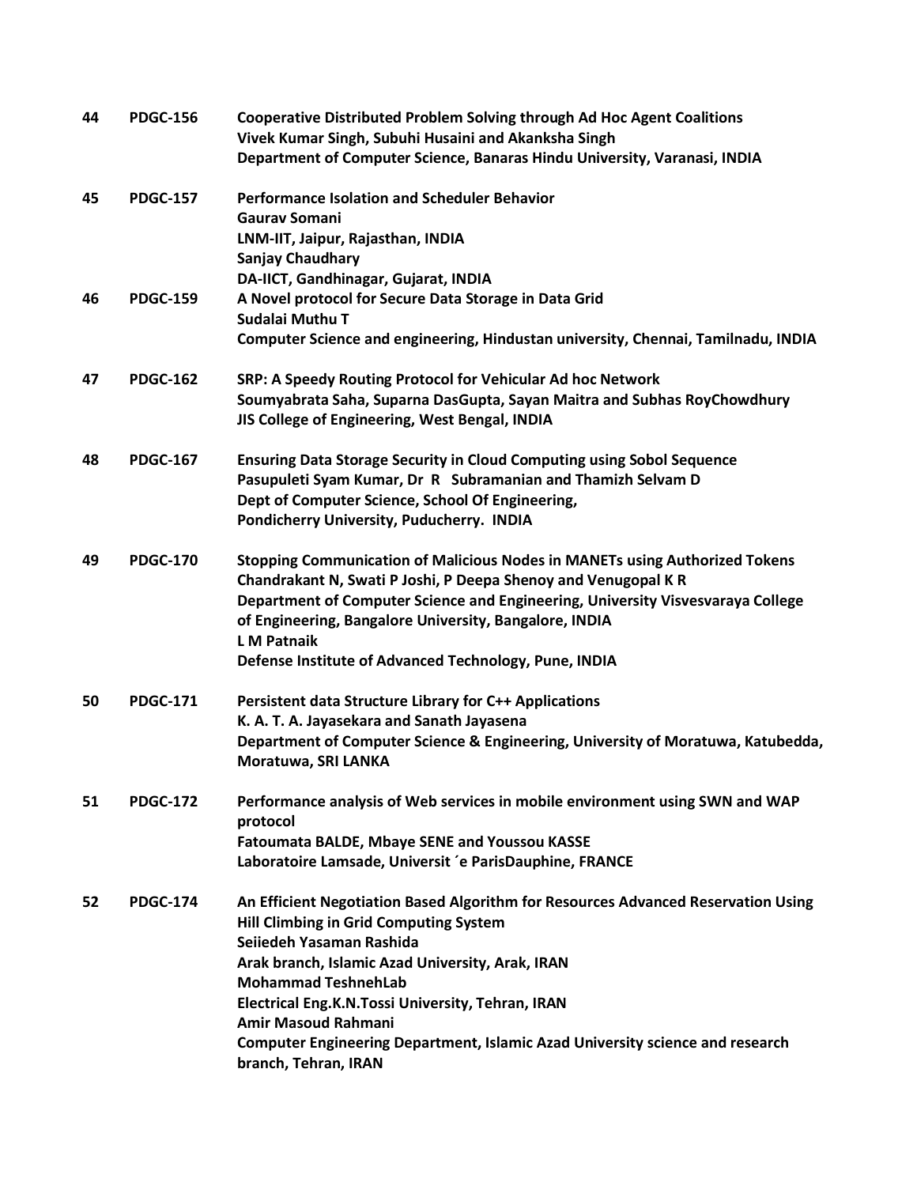| | | |
|---|---|---|
| **44** | **PDGC-156** | **Cooperative Distributed Problem Solving through Ad Hoc Agent Coalitions**<br>**Vivek Kumar Singh, Subuhi Husaini and Akanksha Singh**<br>**Department of Computer Science, Banaras Hindu University, Varanasi, INDIA** |
| **45** | **PDGC-157** | **Performance Isolation and Scheduler Behavior**<br>**Gaurav Somani**<br>**LNM-IIT, Jaipur, Rajasthan, INDIA**<br>**Sanjay Chaudhary**<br>**DA-IICT, Gandhinagar, Gujarat, INDIA** |
| **46** | **PDGC-159** | **A Novel protocol for Secure Data Storage in Data Grid**<br>**Sudalai Muthu T**<br>**Computer Science and engineering, Hindustan university, Chennai, Tamilnadu, INDIA** |
| **47** | **PDGC-162** | **SRP: A Speedy Routing Protocol for Vehicular Ad hoc Network**<br>**Soumyabrata Saha, Suparna DasGupta, Sayan Maitra and Subhas RoyChowdhury**<br>**JIS College of Engineering, West Bengal, INDIA** |
| **48** | **PDGC-167** | **Ensuring Data Storage Security in Cloud Computing using Sobol Sequence**<br>**Pasupuleti Syam Kumar, Dr R Subramanian and Thamizh Selvam D**<br>**Dept of Computer Science, School Of Engineering,**<br>**Pondicherry University, Puducherry. INDIA** |
| **49** | **PDGC-170** | **Stopping Communication of Malicious Nodes in MANETs using Authorized Tokens**<br>**Chandrakant N, Swati P Joshi, P Deepa Shenoy and Venugopal K R**<br>**Department of Computer Science and Engineering, University Visvesvaraya College of Engineering, Bangalore University, Bangalore, INDIA**<br>**L M Patnaik**<br>**Defense Institute of Advanced Technology, Pune, INDIA** |
| **50** | **PDGC-171** | **Persistent data Structure Library for C++ Applications**<br>**K. A. T. A. Jayasekara and Sanath Jayasena**<br>**Department of Computer Science & Engineering, University of Moratuwa, Katubedda, Moratuwa, SRI LANKA** |
| **51** | **PDGC-172** | **Performance analysis of Web services in mobile environment using SWN and WAP protocol**<br>**Fatoumata BALDE, Mbaye SENE and Youssou KASSE**<br>**Laboratoire Lamsade, Universit ´e ParisDauphine, FRANCE** |
| **52** | **PDGC-174** | **An Efficient Negotiation Based Algorithm for Resources Advanced Reservation Using Hill Climbing in Grid Computing System**<br>**Seiiedeh Yasaman Rashida**<br>**Arak branch, Islamic Azad University, Arak, IRAN**<br>**Mohammad TeshnehLab**<br>**Electrical Eng.K.N.Tossi University, Tehran, IRAN**<br>**Amir Masoud Rahmani**<br>**Computer Engineering Department, Islamic Azad University science and research branch, Tehran, IRAN** |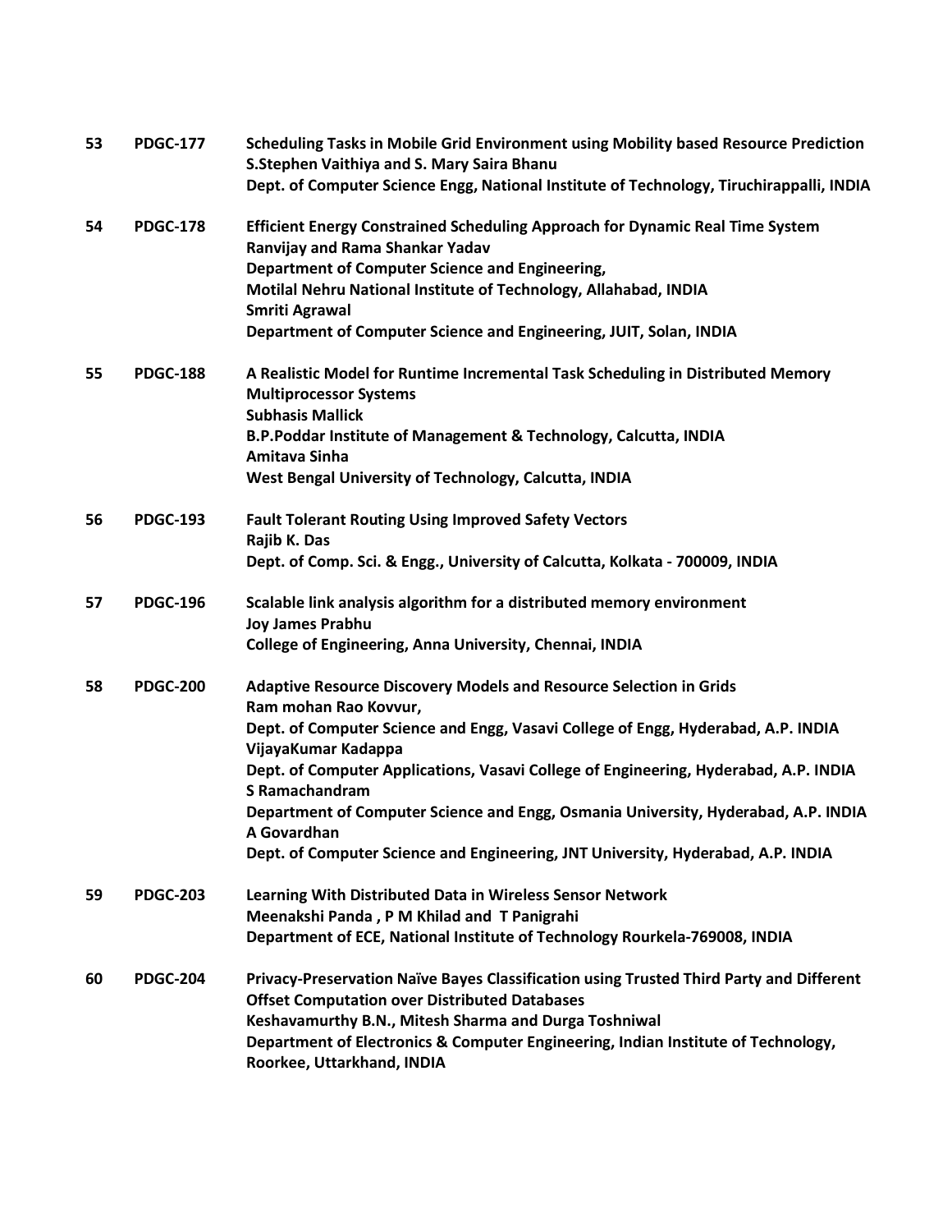| | | |
|---|---|---|
| **53** | **PDGC-177** | **Scheduling Tasks in Mobile Grid Environment using Mobility based Resource Prediction**<br>**S.Stephen Vaithiya and S. Mary Saira Bhanu**<br>**Dept. of Computer Science Engg, National Institute of Technology, Tiruchirappalli, INDIA** |
| **54** | **PDGC-178** | **Efficient Energy Constrained Scheduling Approach for Dynamic Real Time System**<br>**Ranvijay and Rama Shankar Yadav**<br>**Department of Computer Science and Engineering,**<br>**Motilal Nehru National Institute of Technology, Allahabad, INDIA**<br>**Smriti Agrawal**<br>**Department of Computer Science and Engineering, JUIT, Solan, INDIA** |
| **55** | **PDGC-188** | **A Realistic Model for Runtime Incremental Task Scheduling in Distributed Memory Multiprocessor Systems**<br>**Subhasis Mallick**<br>**B.P.Poddar Institute of Management & Technology, Calcutta, INDIA**<br>**Amitava Sinha**<br>**West Bengal University of Technology, Calcutta, INDIA** |
| **56** | **PDGC-193** | **Fault Tolerant Routing Using Improved Safety Vectors**<br>**Rajib K. Das**<br>**Dept. of Comp. Sci. & Engg., University of Calcutta, Kolkata - 700009, INDIA** |
| **57** | **PDGC-196** | **Scalable link analysis algorithm for a distributed memory environment**<br>**Joy James Prabhu**<br>**College of Engineering, Anna University, Chennai, INDIA** |
| **58** | **PDGC-200** | **Adaptive Resource Discovery Models and Resource Selection in Grids**<br>**Ram mohan Rao Kovvur,**<br>**Dept. of Computer Science and Engg, Vasavi College of Engg, Hyderabad, A.P. INDIA**<br>**VijayaKumar Kadappa**<br>**Dept. of Computer Applications, Vasavi College of Engineering, Hyderabad, A.P. INDIA**<br>**S Ramachandram**<br>**Department of Computer Science and Engg, Osmania University, Hyderabad, A.P. INDIA**<br>**A Govardhan**<br>**Dept. of Computer Science and Engineering, JNT University, Hyderabad, A.P. INDIA** |
| **59** | **PDGC-203** | **Learning With Distributed Data in Wireless Sensor Network**<br>**Meenakshi Panda , P M Khilad and T Panigrahi**<br>**Department of ECE, National Institute of Technology Rourkela-769008, INDIA** |
| **60** | **PDGC-204** | **Privacy-Preservation Naïve Bayes Classification using Trusted Third Party and Different Offset Computation over Distributed Databases**<br>**Keshavamurthy B.N., Mitesh Sharma and Durga Toshniwal**<br>**Department of Electronics & Computer Engineering, Indian Institute of Technology, Roorkee, Uttarkhand, INDIA** |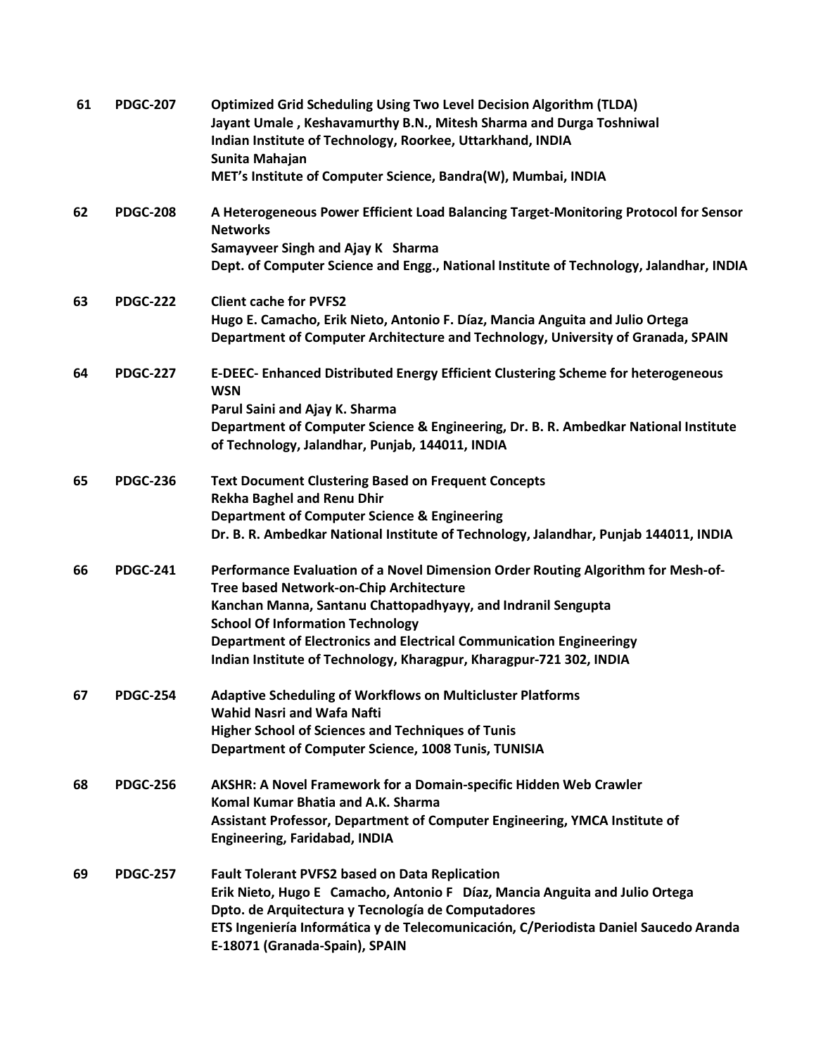| | | |
|---|---|---|
| **61** | **PDGC-207** | **Optimized Grid Scheduling Using Two Level Decision Algorithm (TLDA)**<br>**Jayant Umale , Keshavamurthy B.N., Mitesh Sharma and Durga Toshniwal**<br>**Indian Institute of Technology, Roorkee, Uttarkhand, INDIA**<br>**Sunita Mahajan**<br>**MET's Institute of Computer Science, Bandra(W), Mumbai, INDIA** |
| **62** | **PDGC-208** | **A Heterogeneous Power Efficient Load Balancing Target-Monitoring Protocol for Sensor Networks**<br>**Samayveer Singh and Ajay K Sharma**<br>**Dept. of Computer Science and Engg., National Institute of Technology, Jalandhar, INDIA** |
| **63** | **PDGC-222** | **Client cache for PVFS2**<br>**Hugo E. Camacho, Erik Nieto, Antonio F. Díaz, Mancia Anguita and Julio Ortega**<br>**Department of Computer Architecture and Technology, University of Granada, SPAIN** |
| **64** | **PDGC-227** | **E-DEEC- Enhanced Distributed Energy Efficient Clustering Scheme for heterogeneous WSN**<br>**Parul Saini and Ajay K. Sharma**<br>**Department of Computer Science & Engineering, Dr. B. R. Ambedkar National Institute of Technology, Jalandhar, Punjab, 144011, INDIA** |
| **65** | **PDGC-236** | **Text Document Clustering Based on Frequent Concepts**<br>**Rekha Baghel and Renu Dhir**<br>**Department of Computer Science & Engineering**<br>**Dr. B. R. Ambedkar National Institute of Technology, Jalandhar, Punjab 144011, INDIA** |
| **66** | **PDGC-241** | **Performance Evaluation of a Novel Dimension Order Routing Algorithm for Mesh-of-Tree based Network-on-Chip Architecture**<br>**Kanchan Manna, Santanu Chattopadhyayy, and Indranil Sengupta**<br>**School Of Information Technology**<br>**Department of Electronics and Electrical Communication Engineeringy**<br>**Indian Institute of Technology, Kharagpur, Kharagpur-721 302, INDIA** |
| **67** | **PDGC-254** | **Adaptive Scheduling of Workflows on Multicluster Platforms**<br>**Wahid Nasri and Wafa Nafti**<br>**Higher School of Sciences and Techniques of Tunis**<br>**Department of Computer Science, 1008 Tunis, TUNISIA** |
| **68** | **PDGC-256** | **AKSHR: A Novel Framework for a Domain-specific Hidden Web Crawler**<br>**Komal Kumar Bhatia and A.K. Sharma**<br>**Assistant Professor, Department of Computer Engineering, YMCA Institute of Engineering, Faridabad, INDIA** |
| **69** | **PDGC-257** | **Fault Tolerant PVFS2 based on Data Replication**<br>**Erik Nieto, Hugo E Camacho, Antonio F Díaz, Mancia Anguita and Julio Ortega**<br>**Dpto. de Arquitectura y Tecnología de Computadores**<br>**ETS Ingeniería Informática y de Telecomunicación, C/Periodista Daniel Saucedo Aranda E-18071 (Granada-Spain), SPAIN** |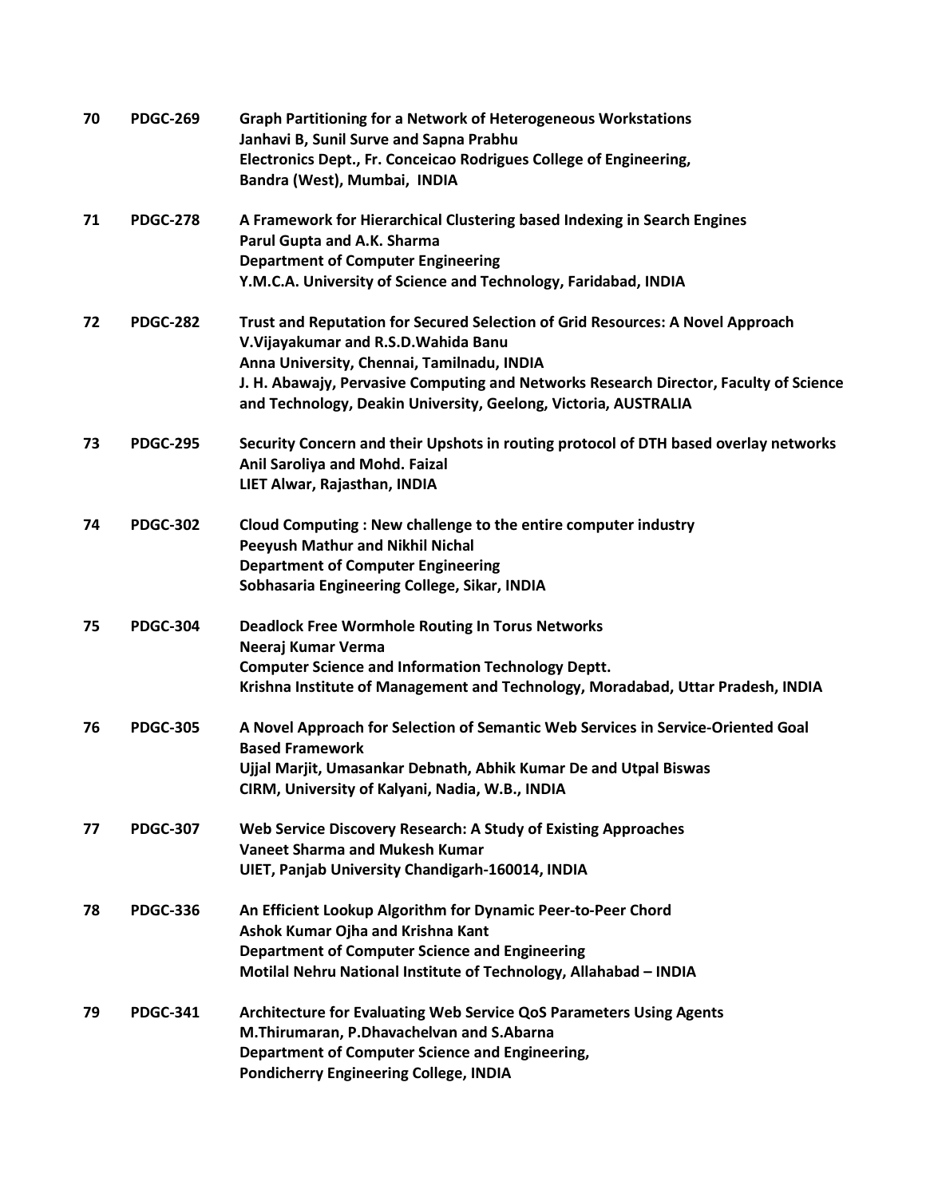| | | |
|---|---|---|
| **70** | **PDGC-269** | **Graph Partitioning for a Network of Heterogeneous Workstations**<br>**Janhavi B, Sunil Surve and Sapna Prabhu**<br>**Electronics Dept., Fr. Conceicao Rodrigues College of Engineering,**<br>**Bandra (West), Mumbai, INDIA** |
| **71** | **PDGC-278** | **A Framework for Hierarchical Clustering based Indexing in Search Engines**<br>**Parul Gupta and A.K. Sharma**<br>**Department of Computer Engineering**<br>**Y.M.C.A. University of Science and Technology, Faridabad, INDIA** |
| **72** | **PDGC-282** | **Trust and Reputation for Secured Selection of Grid Resources: A Novel Approach**<br>**V.Vijayakumar and R.S.D.Wahida Banu**<br>**Anna University, Chennai, Tamilnadu, INDIA**<br>**J. H. Abawajy, Pervasive Computing and Networks Research Director, Faculty of Science and Technology, Deakin University, Geelong, Victoria, AUSTRALIA** |
| **73** | **PDGC-295** | **Security Concern and their Upshots in routing protocol of DTH based overlay networks**<br>**Anil Saroliya and Mohd. Faizal**<br>**LIET Alwar, Rajasthan, INDIA** |
| **74** | **PDGC-302** | **Cloud Computing : New challenge to the entire computer industry**<br>**Peeyush Mathur and Nikhil Nichal**<br>**Department of Computer Engineering**<br>**Sobhasaria Engineering College, Sikar, INDIA** |
| **75** | **PDGC-304** | **Deadlock Free Wormhole Routing In Torus Networks**<br>**Neeraj Kumar Verma**<br>**Computer Science and Information Technology Deptt.**<br>**Krishna Institute of Management and Technology, Moradabad, Uttar Pradesh, INDIA** |
| **76** | **PDGC-305** | **A Novel Approach for Selection of Semantic Web Services in Service-Oriented Goal Based Framework**<br>**Ujjal Marjit, Umasankar Debnath, Abhik Kumar De and Utpal Biswas**<br>**CIRM, University of Kalyani, Nadia, W.B., INDIA** |
| **77** | **PDGC-307** | **Web Service Discovery Research: A Study of Existing Approaches**<br>**Vaneet Sharma and Mukesh Kumar**<br>**UIET, Panjab University Chandigarh-160014, INDIA** |
| **78** | **PDGC-336** | **An Efficient Lookup Algorithm for Dynamic Peer-to-Peer Chord**<br>**Ashok Kumar Ojha and Krishna Kant**<br>**Department of Computer Science and Engineering**<br>**Motilal Nehru National Institute of Technology, Allahabad – INDIA** |
| **79** | **PDGC-341** | **Architecture for Evaluating Web Service QoS Parameters Using Agents**<br>**M.Thirumaran, P.Dhavachelvan and S.Abarna**<br>**Department of Computer Science and Engineering,**<br>**Pondicherry Engineering College, INDIA** |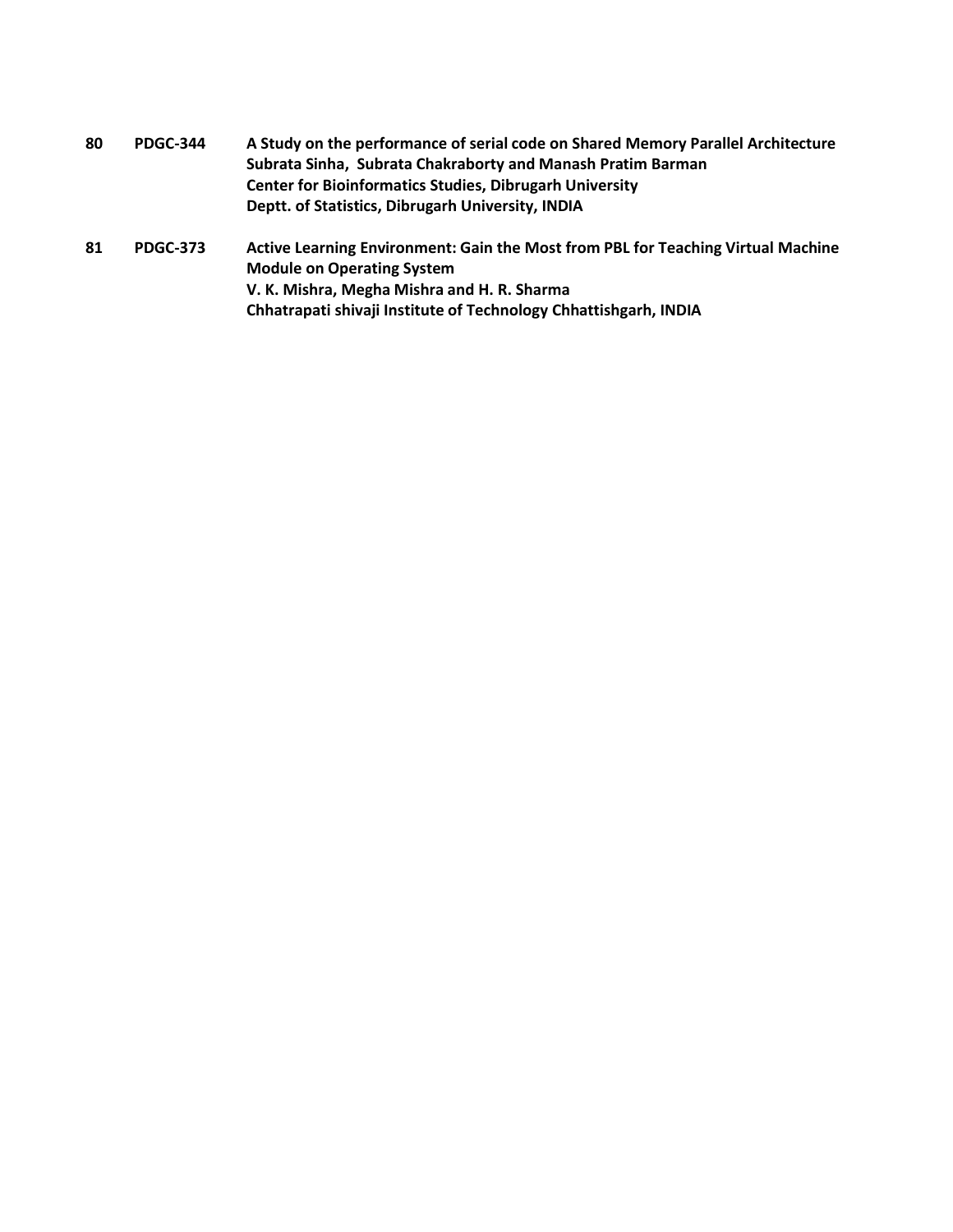| | | |
|---|---|---|
| **80** | **PDGC-344** | **A Study on the performance of serial code on Shared Memory Parallel Architecture**<br>**Subrata Sinha, Subrata Chakraborty and Manash Pratim Barman**<br>**Center for Bioinformatics Studies, Dibrugarh University**<br>**Deptt. of Statistics, Dibrugarh University, INDIA** |
| **81** | **PDGC-373** | **Active Learning Environment: Gain the Most from PBL for Teaching Virtual Machine Module on Operating System**<br>**V. K. Mishra, Megha Mishra and H. R. Sharma**<br>**Chhatrapati shivaji Institute of Technology Chhattishgarh, INDIA** |